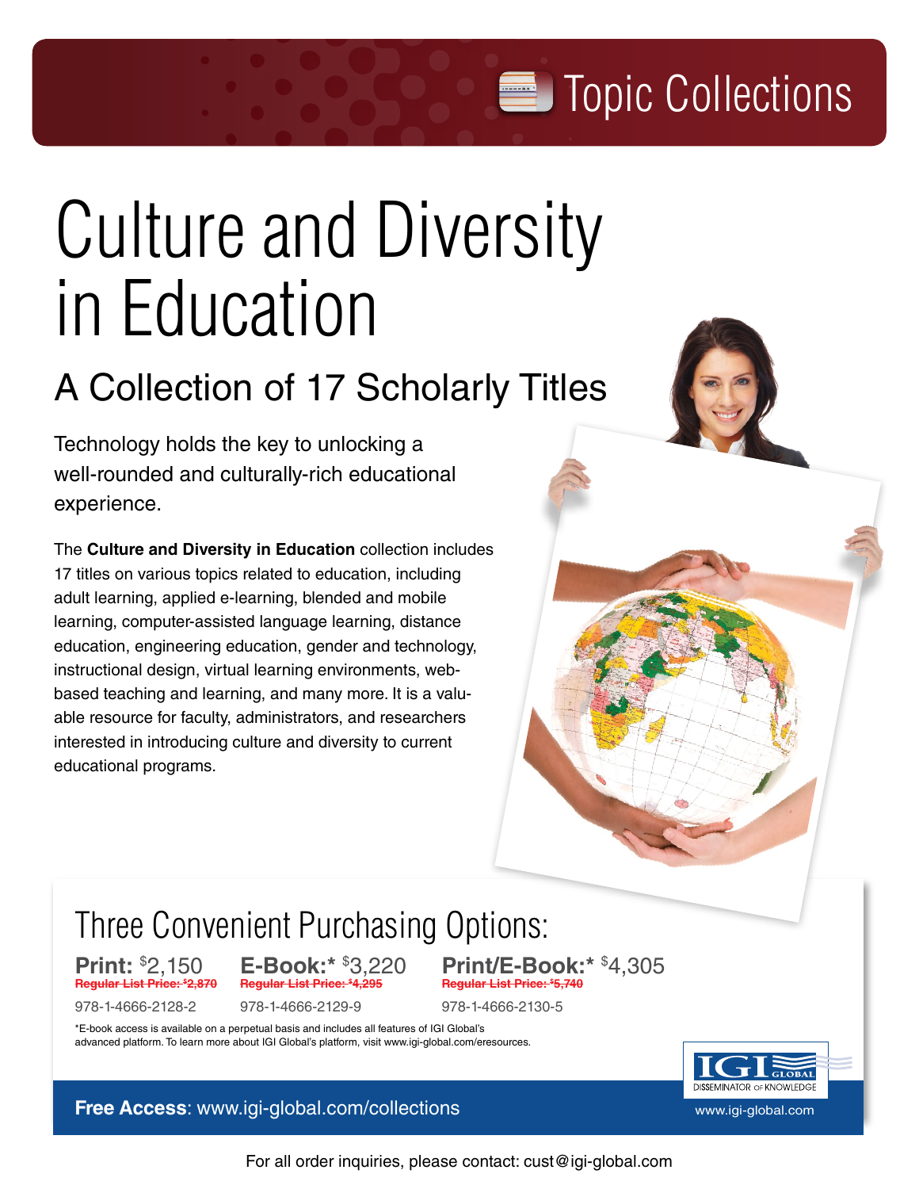Topic Collections

# Culture and Diversity in Education

## A Collection of 17 Scholarly Titles

Technology holds the key to unlocking a well-rounded and culturally-rich educational experience.

The **Culture and Diversity in Education** collection includes 17 titles on various topics related to education, including adult learning, applied e-learning, blended and mobile learning, computer-assisted language learning, distance education, engineering education, gender and technology, instructional design, virtual learning environments, web-based teaching and learning, and many more. It is a valuable resource for faculty, administrators, and researchers interested in introducing culture and diversity to current educational programs.

## Three Convenient Purchasing Options:

**Print:** $2,150
~~Regular List Price: $2,870~~
978-1-4666-2128-2

**E-Book:*** $3,220
~~Regular List Price: $4,295~~
978-1-4666-2129-9

**Print/E-Book:*** $4,305
~~Regular List Price: $5,740~~
978-1-4666-2130-5

*E-book access is available on a perpetual basis and includes all features of IGI Global's advanced platform. To learn more about IGI Global's platform, visit www.igi-global.com/eresources.

**Free Access**: www.igi-global.com/collections

IGI GLOBAL DISSEMINATOR OF KNOWLEDGE
www.igi-global.com

For all order inquiries, please contact: cust@igi-global.com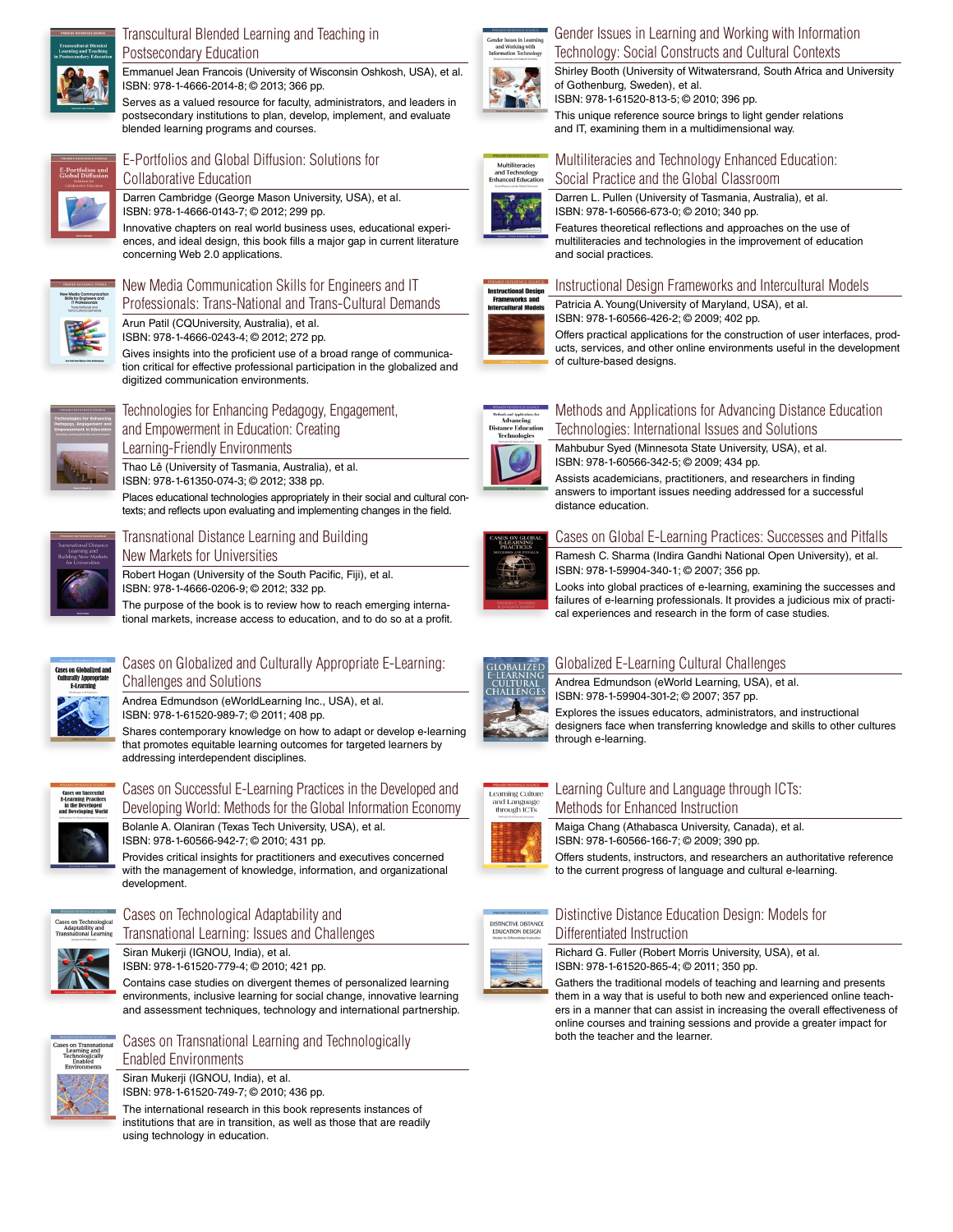## Transcultural Blended Learning and Teaching in Postsecondary Education

Emmanuel Jean Francois (University of Wisconsin Oshkosh, USA), et al.
ISBN: 978-1-4666-2014-8; © 2013; 366 pp.

Serves as a valued resource for faculty, administrators, and leaders in postsecondary institutions to plan, develop, implement, and evaluate blended learning programs and courses.

## E-Portfolios and Global Diffusion: Solutions for Collaborative Education

Darren Cambridge (George Mason University, USA), et al.
ISBN: 978-1-4666-0143-7; © 2012; 299 pp.

Innovative chapters on real world business uses, educational experiences, and ideal design, this book fills a major gap in current literature concerning Web 2.0 applications.

## New Media Communication Skills for Engineers and IT Professionals: Trans-National and Trans-Cultural Demands

Arun Patil (CQUniversity, Australia), et al.
ISBN: 978-1-4666-0243-4; © 2012; 272 pp.

Gives insights into the proficient use of a broad range of communication critical for effective professional participation in the globalized and digitized communication environments.

## Technologies for Enhancing Pedagogy, Engagement, and Empowerment in Education: Creating Learning-Friendly Environments

Thao Lê (University of Tasmania, Australia), et al.
ISBN: 978-1-61350-074-3; © 2012; 338 pp.

Places educational technologies appropriately in their social and cultural contexts; and reflects upon evaluating and implementing changes in the field.

## Transnational Distance Learning and Building New Markets for Universities

Robert Hogan (University of the South Pacific, Fiji), et al.
ISBN: 978-1-4666-0206-9; © 2012; 332 pp.

The purpose of the book is to review how to reach emerging international markets, increase access to education, and to do so at a profit.

## Cases on Globalized and Culturally Appropriate E-Learning: Challenges and Solutions

Andrea Edmundson (eWorldLearning Inc., USA), et al.
ISBN: 978-1-61520-989-7; © 2011; 408 pp.

Shares contemporary knowledge on how to adapt or develop e-learning that promotes equitable learning outcomes for targeted learners by addressing interdependent disciplines.

## Cases on Successful E-Learning Practices in the Developed and Developing World: Methods for the Global Information Economy

Bolanle A. Olaniran (Texas Tech University, USA), et al.
ISBN: 978-1-60566-942-7; © 2010; 431 pp.

Provides critical insights for practitioners and executives concerned with the management of knowledge, information, and organizational development.

## Cases on Technological Adaptability and Transnational Learning: Issues and Challenges

Siran Mukerji (IGNOU, India), et al.
ISBN: 978-1-61520-779-4; © 2010; 421 pp.

Contains case studies on divergent themes of personalized learning environments, inclusive learning for social change, innovative learning and assessment techniques, technology and international partnership.

## Cases on Transnational Learning and Technologically Enabled Environments

Siran Mukerji (IGNOU, India), et al.
ISBN: 978-1-61520-749-7; © 2010; 436 pp.

The international research in this book represents instances of institutions that are in transition, as well as those that are readily using technology in education.

## Gender Issues in Learning and Working with Information Technology: Social Constructs and Cultural Contexts

Shirley Booth (University of Witwatersrand, South Africa and University of Gothenburg, Sweden), et al.
ISBN: 978-1-61520-813-5; © 2010; 396 pp.

This unique reference source brings to light gender relations and IT, examining them in a multidimensional way.

## Multiliteracies and Technology Enhanced Education: Social Practice and the Global Classroom

Darren L. Pullen (University of Tasmania, Australia), et al.
ISBN: 978-1-60566-673-0; © 2010; 340 pp.

Features theoretical reflections and approaches on the use of multiliteracies and technologies in the improvement of education and social practices.

## Instructional Design Frameworks and Intercultural Models

Patricia A. Young(University of Maryland, USA), et al.
ISBN: 978-1-60566-426-2; © 2009; 402 pp.

Offers practical applications for the construction of user interfaces, products, services, and other online environments useful in the development of culture-based designs.

## Methods and Applications for Advancing Distance Education Technologies: International Issues and Solutions

Mahbubur Syed (Minnesota State University, USA), et al.
ISBN: 978-1-60566-342-5; © 2009; 434 pp.

Assists academicians, practitioners, and researchers in finding answers to important issues needing addressed for a successful distance education.

## Cases on Global E-Learning Practices: Successes and Pitfalls

Ramesh C. Sharma (Indira Gandhi National Open University), et al.
ISBN: 978-1-59904-340-1; © 2007; 356 pp.

Looks into global practices of e-learning, examining the successes and failures of e-learning professionals. It provides a judicious mix of practical experiences and research in the form of case studies.

## Globalized E-Learning Cultural Challenges

Andrea Edmundson (eWorld Learning, USA), et al.
ISBN: 978-1-59904-301-2; © 2007; 357 pp.

Explores the issues educators, administrators, and instructional designers face when transferring knowledge and skills to other cultures through e-learning.

## Learning Culture and Language through ICTs: Methods for Enhanced Instruction

Maiga Chang (Athabasca University, Canada), et al.
ISBN: 978-1-60566-166-7; © 2009; 390 pp.

Offers students, instructors, and researchers an authoritative reference to the current progress of language and cultural e-learning.

## Distinctive Distance Education Design: Models for Differentiated Instruction

Richard G. Fuller (Robert Morris University, USA), et al.
ISBN: 978-1-61520-865-4; © 2011; 350 pp.

Gathers the traditional models of teaching and learning and presents them in a way that is useful to both new and experienced online teachers in a manner that can assist in increasing the overall effectiveness of online courses and training sessions and provide a greater impact for both the teacher and the learner.